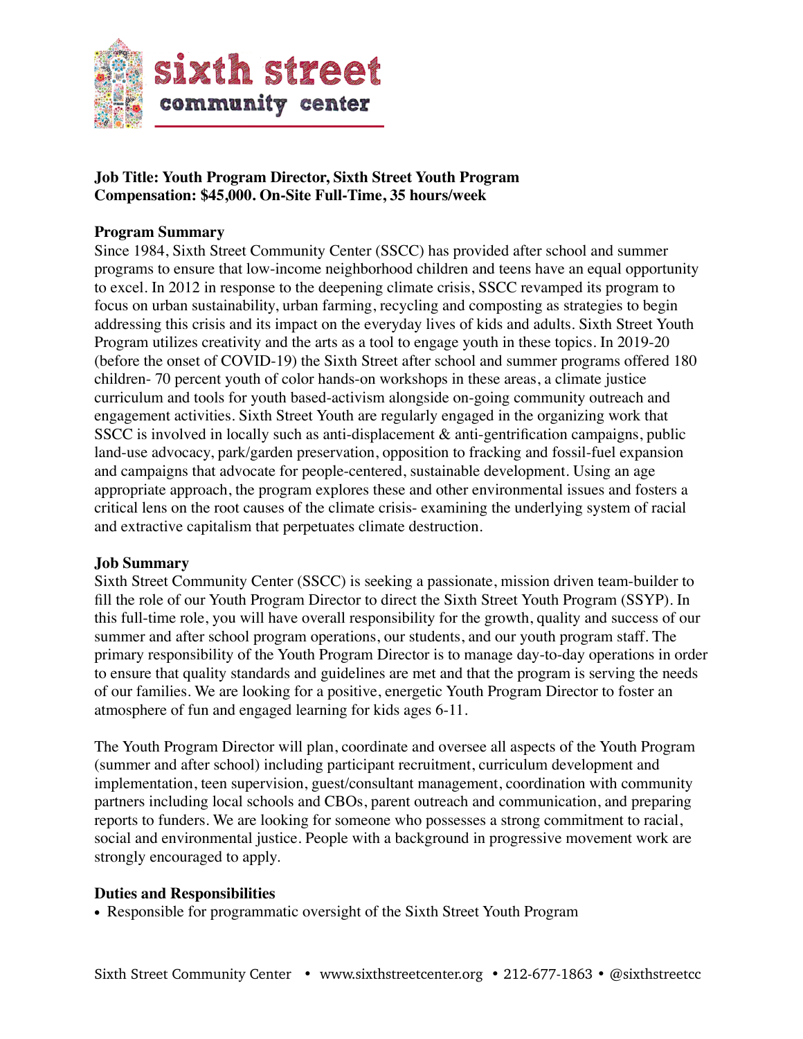**sixth street community center**

**Job Title: Youth Program Director, Sixth Street Youth Program**
**Compensation: $45,000. On-Site Full-Time, 35 hours/week**

**Program Summary**

Since 1984, Sixth Street Community Center (SSCC) has provided after school and summer programs to ensure that low-income neighborhood children and teens have an equal opportunity to excel. In 2012 in response to the deepening climate crisis, SSCC revamped its program to focus on urban sustainability, urban farming, recycling and composting as strategies to begin addressing this crisis and its impact on the everyday lives of kids and adults. Sixth Street Youth Program utilizes creativity and the arts as a tool to engage youth in these topics. In 2019-20 (before the onset of COVID-19) the Sixth Street after school and summer programs offered 180 children- 70 percent youth of color hands-on workshops in these areas, a climate justice curriculum and tools for youth based-activism alongside on-going community outreach and engagement activities. Sixth Street Youth are regularly engaged in the organizing work that SSCC is involved in locally such as anti-displacement & anti-gentrification campaigns, public land-use advocacy, park/garden preservation, opposition to fracking and fossil-fuel expansion and campaigns that advocate for people-centered, sustainable development. Using an age appropriate approach, the program explores these and other environmental issues and fosters a critical lens on the root causes of the climate crisis- examining the underlying system of racial and extractive capitalism that perpetuates climate destruction.

**Job Summary**

Sixth Street Community Center (SSCC) is seeking a passionate, mission driven team-builder to fill the role of our Youth Program Director to direct the Sixth Street Youth Program (SSYP). In this full-time role, you will have overall responsibility for the growth, quality and success of our summer and after school program operations, our students, and our youth program staff. The primary responsibility of the Youth Program Director is to manage day-to-day operations in order to ensure that quality standards and guidelines are met and that the program is serving the needs of our families. We are looking for a positive, energetic Youth Program Director to foster an atmosphere of fun and engaged learning for kids ages 6-11.

The Youth Program Director will plan, coordinate and oversee all aspects of the Youth Program (summer and after school) including participant recruitment, curriculum development and implementation, teen supervision, guest/consultant management, coordination with community partners including local schools and CBOs, parent outreach and communication, and preparing reports to funders. We are looking for someone who possesses a strong commitment to racial, social and environmental justice. People with a background in progressive movement work are strongly encouraged to apply.

**Duties and Responsibilities**

- Responsible for programmatic oversight of the Sixth Street Youth Program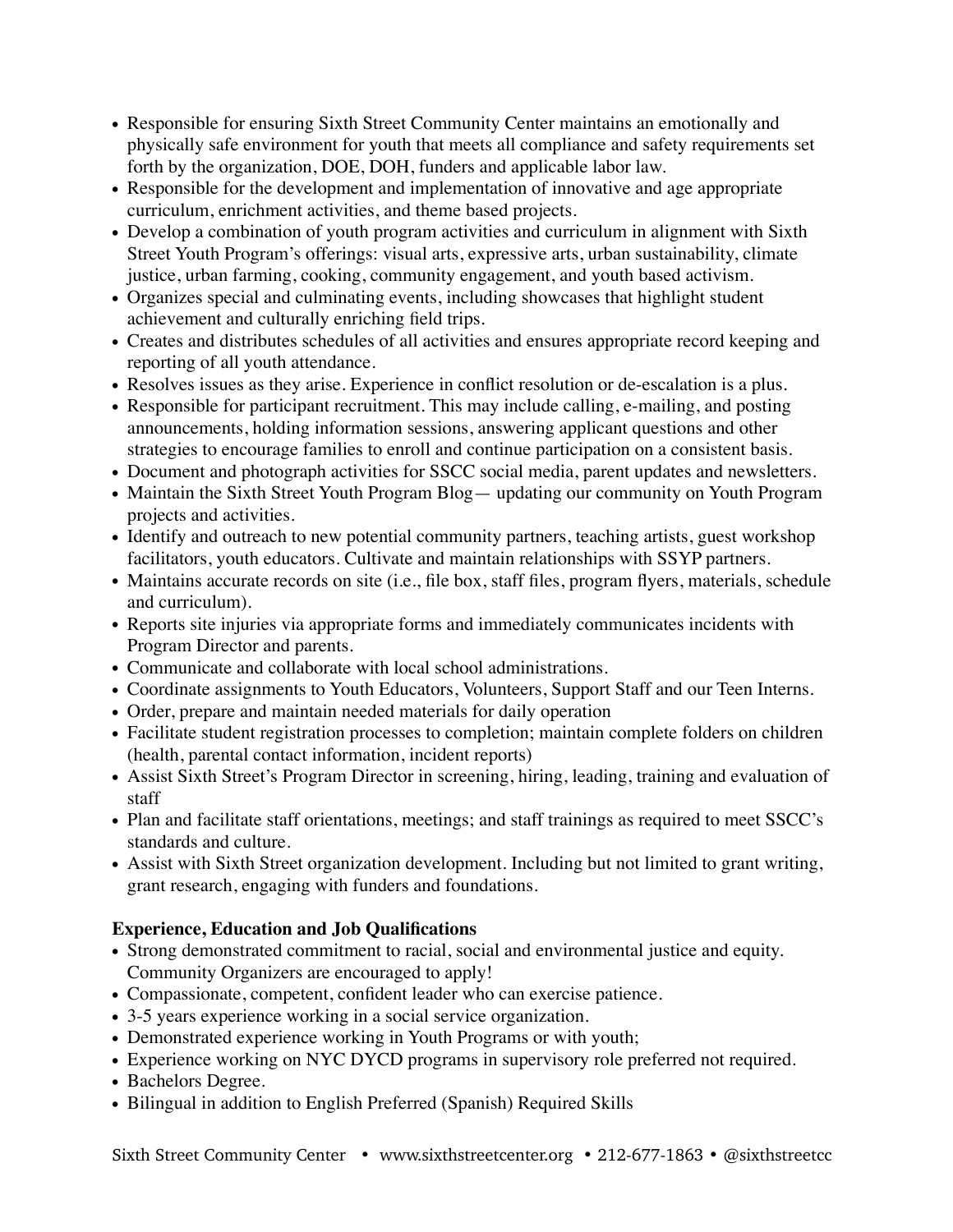- Responsible for ensuring Sixth Street Community Center maintains an emotionally and physically safe environment for youth that meets all compliance and safety requirements set forth by the organization, DOE, DOH, funders and applicable labor law.
- Responsible for the development and implementation of innovative and age appropriate curriculum, enrichment activities, and theme based projects.
- Develop a combination of youth program activities and curriculum in alignment with Sixth Street Youth Program's offerings: visual arts, expressive arts, urban sustainability, climate justice, urban farming, cooking, community engagement, and youth based activism.
- Organizes special and culminating events, including showcases that highlight student achievement and culturally enriching field trips.
- Creates and distributes schedules of all activities and ensures appropriate record keeping and reporting of all youth attendance.
- Resolves issues as they arise. Experience in conflict resolution or de-escalation is a plus.
- Responsible for participant recruitment. This may include calling, e-mailing, and posting announcements, holding information sessions, answering applicant questions and other strategies to encourage families to enroll and continue participation on a consistent basis.
- Document and photograph activities for SSCC social media, parent updates and newsletters.
- Maintain the Sixth Street Youth Program Blog— updating our community on Youth Program projects and activities.
- Identify and outreach to new potential community partners, teaching artists, guest workshop facilitators, youth educators. Cultivate and maintain relationships with SSYP partners.
- Maintains accurate records on site (i.e., file box, staff files, program flyers, materials, schedule and curriculum).
- Reports site injuries via appropriate forms and immediately communicates incidents with Program Director and parents.
- Communicate and collaborate with local school administrations.
- Coordinate assignments to Youth Educators, Volunteers, Support Staff and our Teen Interns.
- Order, prepare and maintain needed materials for daily operation
- Facilitate student registration processes to completion; maintain complete folders on children (health, parental contact information, incident reports)
- Assist Sixth Street's Program Director in screening, hiring, leading, training and evaluation of staff
- Plan and facilitate staff orientations, meetings; and staff trainings as required to meet SSCC's standards and culture.
- Assist with Sixth Street organization development. Including but not limited to grant writing, grant research, engaging with funders and foundations.

**Experience, Education and Job Qualifications**

- Strong demonstrated commitment to racial, social and environmental justice and equity. Community Organizers are encouraged to apply!
- Compassionate, competent, confident leader who can exercise patience.
- 3-5 years experience working in a social service organization.
- Demonstrated experience working in Youth Programs or with youth;
- Experience working on NYC DYCD programs in supervisory role preferred not required.
- Bachelors Degree.
- Bilingual in addition to English Preferred (Spanish) Required Skills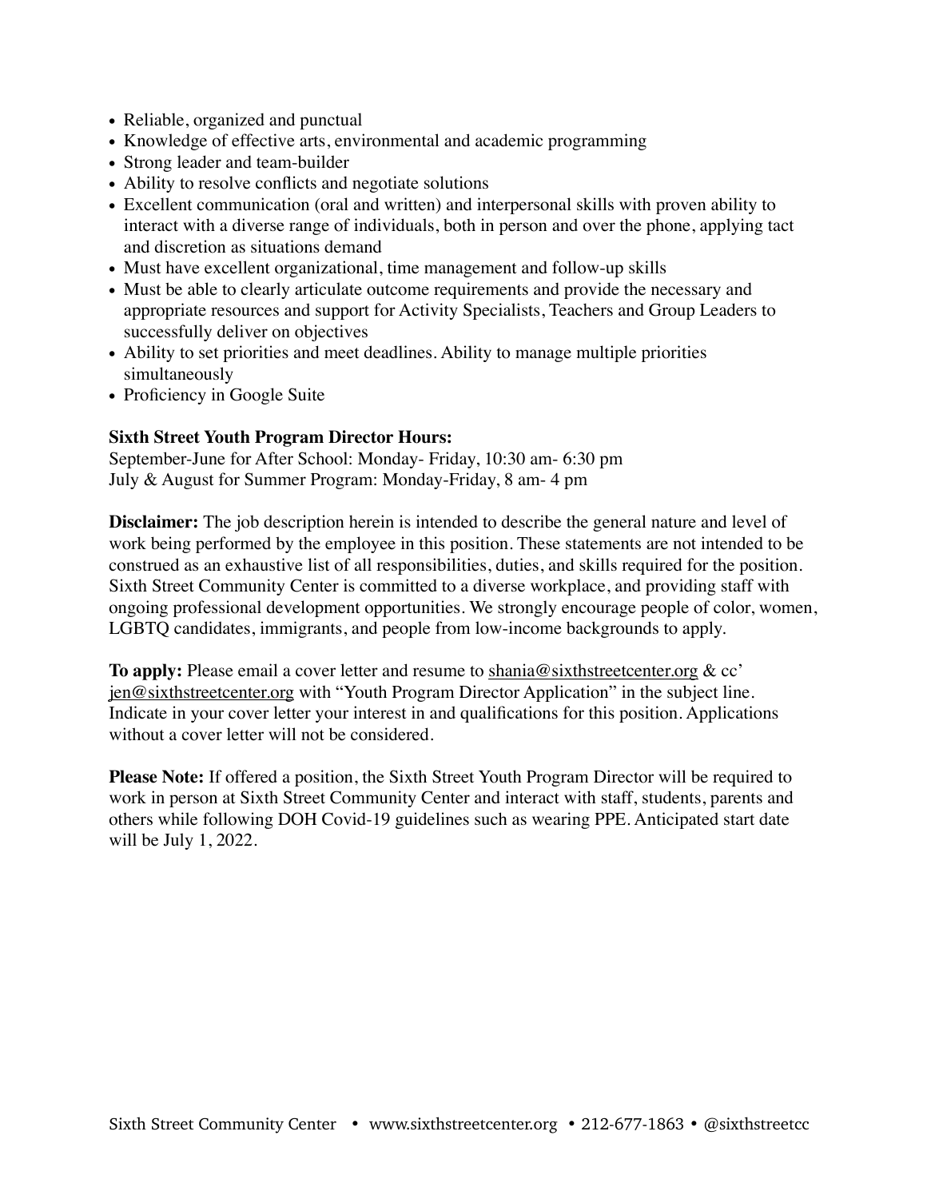- Reliable, organized and punctual
- Knowledge of effective arts, environmental and academic programming
- Strong leader and team-builder
- Ability to resolve conflicts and negotiate solutions
- Excellent communication (oral and written) and interpersonal skills with proven ability to interact with a diverse range of individuals, both in person and over the phone, applying tact and discretion as situations demand
- Must have excellent organizational, time management and follow-up skills
- Must be able to clearly articulate outcome requirements and provide the necessary and appropriate resources and support for Activity Specialists, Teachers and Group Leaders to successfully deliver on objectives
- Ability to set priorities and meet deadlines. Ability to manage multiple priorities simultaneously
- Proficiency in Google Suite

**Sixth Street Youth Program Director Hours:**
September-June for After School: Monday- Friday, 10:30 am- 6:30 pm
July & August for Summer Program: Monday-Friday, 8 am- 4 pm

**Disclaimer:** The job description herein is intended to describe the general nature and level of work being performed by the employee in this position. These statements are not intended to be construed as an exhaustive list of all responsibilities, duties, and skills required for the position. Sixth Street Community Center is committed to a diverse workplace, and providing staff with ongoing professional development opportunities. We strongly encourage people of color, women, LGBTQ candidates, immigrants, and people from low-income backgrounds to apply.

**To apply:** Please email a cover letter and resume to shania@sixthstreetcenter.org & cc' jen@sixthstreetcenter.org with "Youth Program Director Application" in the subject line. Indicate in your cover letter your interest in and qualifications for this position. Applications without a cover letter will not be considered.

**Please Note:** If offered a position, the Sixth Street Youth Program Director will be required to work in person at Sixth Street Community Center and interact with staff, students, parents and others while following DOH Covid-19 guidelines such as wearing PPE. Anticipated start date will be July 1, 2022.